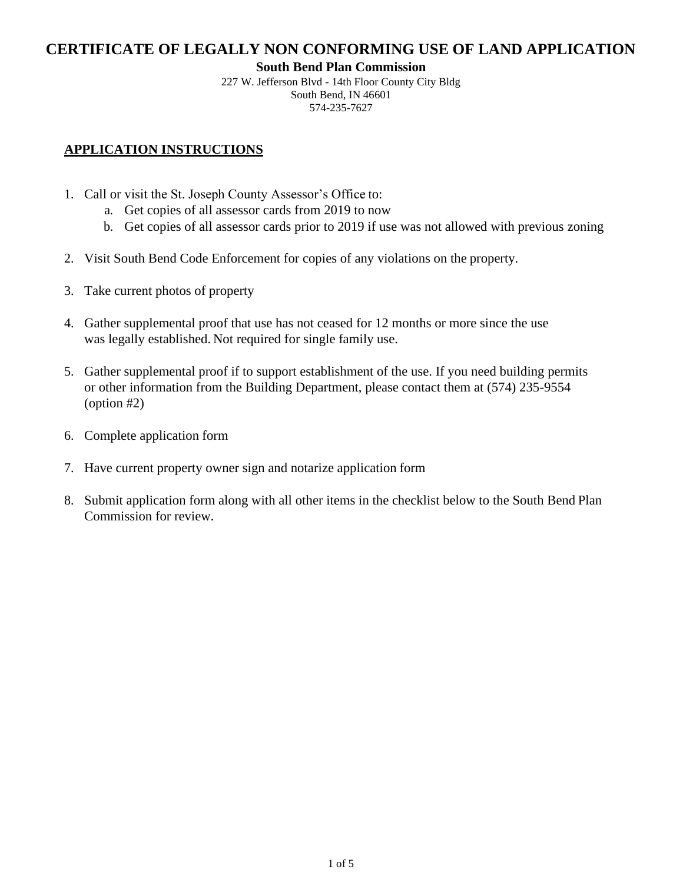# CERTIFICATE OF LEGALLY NON CONFORMING USE OF LAND APPLICATION

**South Bend Plan Commission**

227 W. Jefferson Blvd - 14th Floor County City Bldg
South Bend, IN 46601
574-235-7627

## APPLICATION INSTRUCTIONS

1. Call or visit the St. Joseph County Assessor's Office to:
   a. Get copies of all assessor cards from 2019 to now
   b. Get copies of all assessor cards prior to 2019 if use was not allowed with previous zoning

2. Visit South Bend Code Enforcement for copies of any violations on the property.

3. Take current photos of property

4. Gather supplemental proof that use has not ceased for 12 months or more since the use was legally established. Not required for single family use.

5. Gather supplemental proof if to support establishment of the use. If you need building permits or other information from the Building Department, please contact them at (574) 235-9554 (option #2)

6. Complete application form

7. Have current property owner sign and notarize application form

8. Submit application form along with all other items in the checklist below to the South Bend Plan Commission for review.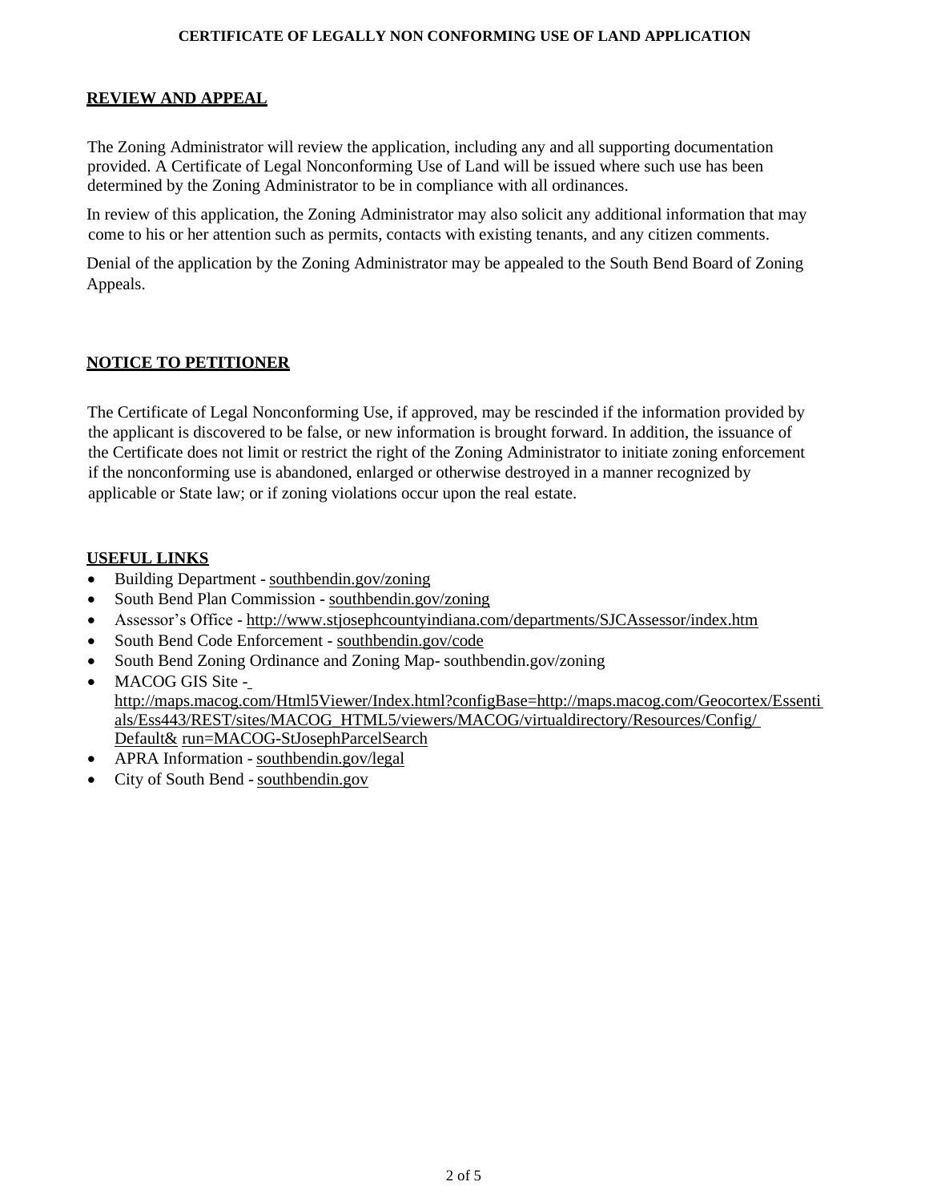## REVIEW AND APPEAL

The Zoning Administrator will review the application, including any and all supporting documentation provided. A Certificate of Legal Nonconforming Use of Land will be issued where such use has been determined by the Zoning Administrator to be in compliance with all ordinances.

In review of this application, the Zoning Administrator may also solicit any additional information that may come to his or her attention such as permits, contacts with existing tenants, and any citizen comments.

Denial of the application by the Zoning Administrator may be appealed to the South Bend Board of Zoning Appeals.

## NOTICE TO PETITIONER

The Certificate of Legal Nonconforming Use, if approved, may be rescinded if the information provided by the applicant is discovered to be false, or new information is brought forward. In addition, the issuance of the Certificate does not limit or restrict the right of the Zoning Administrator to initiate zoning enforcement if the nonconforming use is abandoned, enlarged or otherwise destroyed in a manner recognized by applicable or State law; or if zoning violations occur upon the real estate.

## USEFUL LINKS

- Building Department - southbendin.gov/zoning
- South Bend Plan Commission - southbendin.gov/zoning
- Assessor's Office - http://www.stjosephcountyindiana.com/departments/SJCAssessor/index.htm
- South Bend Code Enforcement - southbendin.gov/code
- South Bend Zoning Ordinance and Zoning Map- southbendin.gov/zoning
- MACOG GIS Site - http://maps.macog.com/Html5Viewer/Index.html?configBase=http://maps.macog.com/Geocortex/Essentials/Ess443/REST/sites/MACOG_HTML5/viewers/MACOG/virtualdirectory/Resources/Config/Default& run=MACOG-StJosephParcelSearch
- APRA Information - southbendin.gov/legal
- City of South Bend - southbendin.gov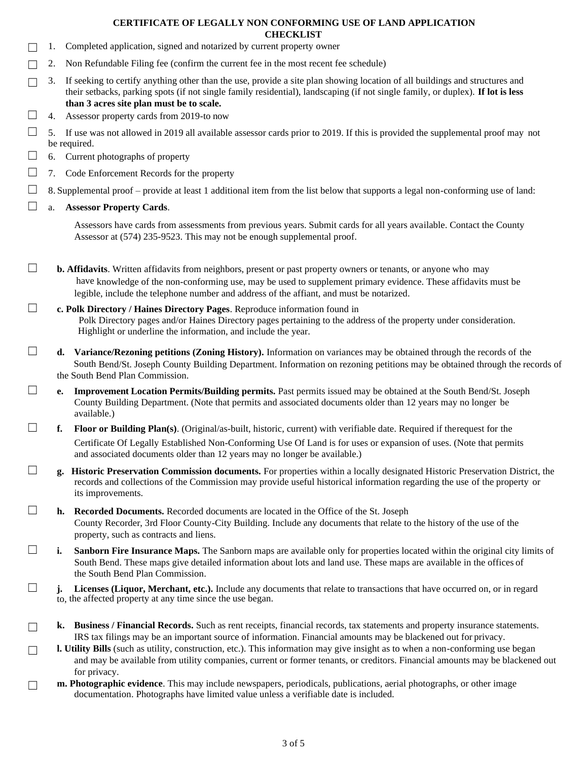## CERTIFICATE OF LEGALLY NON CONFORMING USE OF LAND APPLICATION CHECKLIST

- ☐ 1. Completed application, signed and notarized by current property owner
- ☐ 2. Non Refundable Filing fee (confirm the current fee in the most recent fee schedule)
- ☐ 3. If seeking to certify anything other than the use, provide a site plan showing location of all buildings and structures and their setbacks, parking spots (if not single family residential), landscaping (if not single family, or duplex). **If lot is less than 3 acres site plan must be to scale.**
- ☐ 4. Assessor property cards from 2019-to now
- ☐ 5. If use was not allowed in 2019 all available assessor cards prior to 2019. If this is provided the supplemental proof may not be required.
- ☐ 6. Current photographs of property
- ☐ 7. Code Enforcement Records for the property
- ☐ 8. Supplemental proof – provide at least 1 additional item from the list below that supports a legal non-conforming use of land:

☐ a. **Assessor Property Cards**.

Assessors have cards from assessments from previous years. Submit cards for all years available. Contact the County Assessor at (574) 235-9523. This may not be enough supplemental proof.

☐ **b. Affidavits**. Written affidavits from neighbors, present or past property owners or tenants, or anyone who may have knowledge of the non-conforming use, may be used to supplement primary evidence. These affidavits must be legible, include the telephone number and address of the affiant, and must be notarized.

☐ **c. Polk Directory / Haines Directory Pages**. Reproduce information found in Polk Directory pages and/or Haines Directory pages pertaining to the address of the property under consideration. Highlight or underline the information, and include the year.

☐ **d. Variance/Rezoning petitions (Zoning History).** Information on variances may be obtained through the records of the South Bend/St. Joseph County Building Department. Information on rezoning petitions may be obtained through the records of the South Bend Plan Commission.

☐ **e. Improvement Location Permits/Building permits.** Past permits issued may be obtained at the South Bend/St. Joseph County Building Department. (Note that permits and associated documents older than 12 years may no longer be available.)

☐ **f. Floor or Building Plan(s)**. (Original/as-built, historic, current) with verifiable date. Required if therequest for the Certificate Of Legally Established Non-Conforming Use Of Land is for uses or expansion of uses. (Note that permits and associated documents older than 12 years may no longer be available.)

☐ **g. Historic Preservation Commission documents.** For properties within a locally designated Historic Preservation District, the records and collections of the Commission may provide useful historical information regarding the use of the property or its improvements.

☐ **h. Recorded Documents.** Recorded documents are located in the Office of the St. Joseph County Recorder, 3rd Floor County-City Building. Include any documents that relate to the history of the use of the property, such as contracts and liens.

☐ **i. Sanborn Fire Insurance Maps.** The Sanborn maps are available only for properties located within the original city limits of South Bend. These maps give detailed information about lots and land use. These maps are available in the offices of the South Bend Plan Commission.

☐ **j. Licenses (Liquor, Merchant, etc.).** Include any documents that relate to transactions that have occurred on, or in regard to, the affected property at any time since the use began.

☐ **k. Business / Financial Records.** Such as rent receipts, financial records, tax statements and property insurance statements. IRS tax filings may be an important source of information. Financial amounts may be blackened out for privacy.

☐ **l. Utility Bills** (such as utility, construction, etc.). This information may give insight as to when a non-conforming use began and may be available from utility companies, current or former tenants, or creditors. Financial amounts may be blackened out for privacy.

☐ **m. Photographic evidence**. This may include newspapers, periodicals, publications, aerial photographs, or other image documentation. Photographs have limited value unless a verifiable date is included.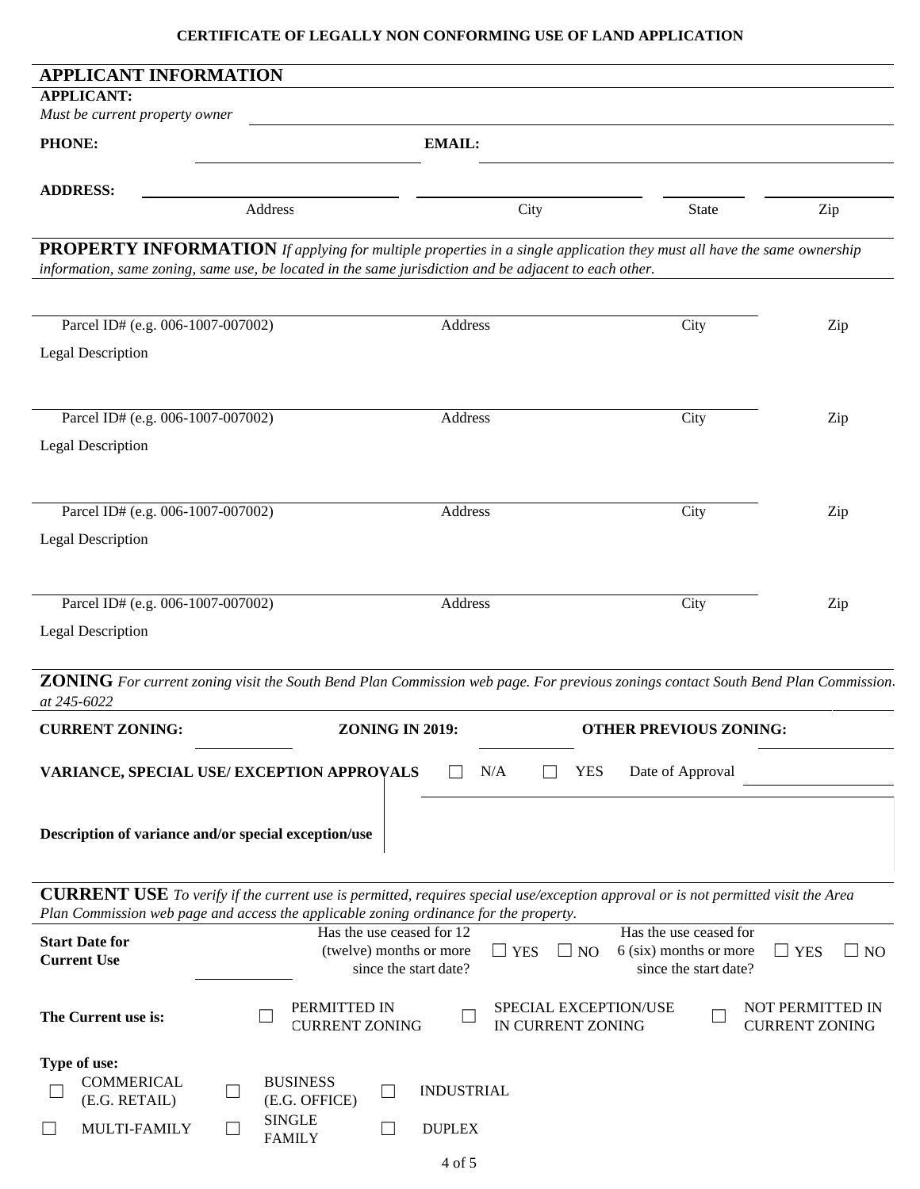**CERTIFICATE OF LEGALLY NON CONFORMING USE OF LAND APPLICATION**

## APPLICANT INFORMATION

**APPLICANT:**
*Must be current property owner* \_\_\_\_\_\_\_\_\_\_\_\_\_\_\_\_\_\_\_\_\_\_\_\_\_\_\_\_\_\_\_\_

**PHONE:** \_\_\_\_\_\_\_\_\_\_\_\_\_\_\_\_\_\_\_\_ **EMAIL:** \_\_\_\_\_\_\_\_\_\_\_\_\_\_\_\_\_\_\_\_

**ADDRESS:**

| Address | City | State | Zip |
|---|---|---|---|
| | | | |

## PROPERTY INFORMATION

*If applying for multiple properties in a single application they must all have the same ownership information, same zoning, same use, be located in the same jurisdiction and be adjacent to each other.*

| Parcel ID# (e.g. 006-1007-007002) | Address | City | Zip |
|---|---|---|---|
| | | | |

Legal Description

| Parcel ID# (e.g. 006-1007-007002) | Address | City | Zip |
|---|---|---|---|
| | | | |

Legal Description

| Parcel ID# (e.g. 006-1007-007002) | Address | City | Zip |
|---|---|---|---|
| | | | |

Legal Description

| Parcel ID# (e.g. 006-1007-007002) | Address | City | Zip |
|---|---|---|---|
| | | | |

Legal Description

## ZONING

*For current zoning visit the South Bend Plan Commission web page. For previous zonings contact South Bend Plan Commission at 245-6022*

**CURRENT ZONING:** \_\_\_\_\_\_\_\_\_\_ **ZONING IN 2019:** \_\_\_\_\_\_\_\_\_\_ **OTHER PREVIOUS ZONING:** \_\_\_\_\_\_\_\_\_\_

**VARIANCE, SPECIAL USE/ EXCEPTION APPROVALS** ☐ N/A ☐ YES Date of Approval \_\_\_\_\_\_\_\_\_\_

**Description of variance and/or special exception/use**

## CURRENT USE

*To verify if the current use is permitted, requires special use/exception approval or is not permitted visit the Area Plan Commission web page and access the applicable zoning ordinance for the property.*

**Start Date for Current Use** \_\_\_\_\_\_\_\_\_\_

Has the use ceased for 12 (twelve) months or more since the start date? ☐ YES ☐ NO

Has the use ceased for 6 (six) months or more since the start date? ☐ YES ☐ NO

**The Current use is:** ☐ PERMITTED IN CURRENT ZONING ☐ SPECIAL EXCEPTION/USE IN CURRENT ZONING ☐ NOT PERMITTED IN CURRENT ZONING

**Type of use:**

☐ COMMERICAL (E.G. RETAIL) ☐ BUSINESS (E.G. OFFICE) ☐ INDUSTRIAL

☐ MULTI-FAMILY ☐ SINGLE FAMILY ☐ DUPLEX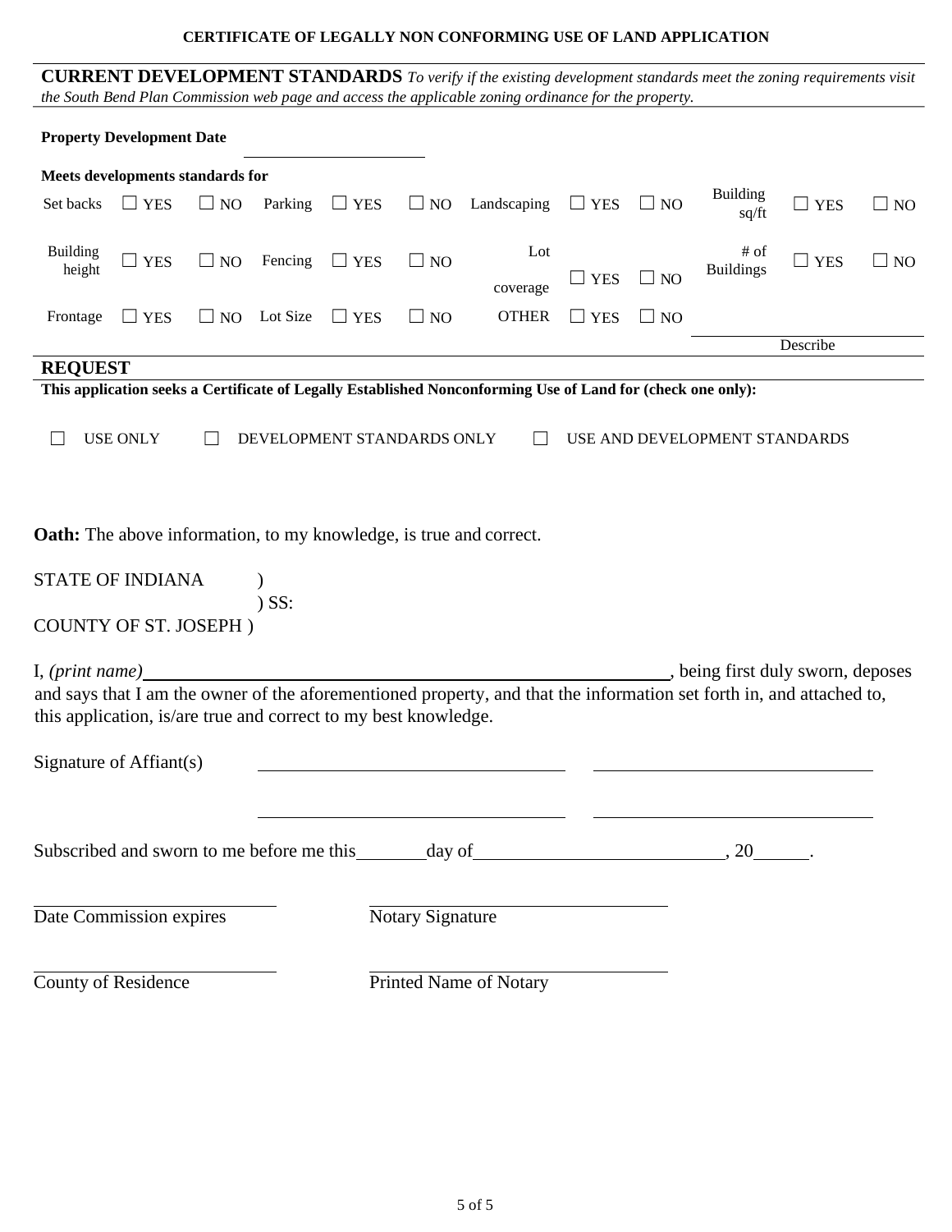**CERTIFICATE OF LEGALLY NON CONFORMING USE OF LAND APPLICATION**

## CURRENT DEVELOPMENT STANDARDS

*To verify if the existing development standards meet the zoning requirements visit the South Bend Plan Commission web page and access the applicable zoning ordinance for the property.*

**Property Development Date** \_\_\_\_\_\_\_\_\_\_\_\_\_\_\_\_\_\_\_\_

**Meets developments standards for**

| | | | | | | | | | | | |
|---|---|---|---|---|---|---|---|---|---|---|---|
| Set backs | ☐ YES | ☐ NO | Parking | ☐ YES | ☐ NO | Landscaping | ☐ YES | ☐ NO | Building sq/ft | ☐ YES | ☐ NO |
| Building height | ☐ YES | ☐ NO | Fencing | ☐ YES | ☐ NO | Lot coverage | ☐ YES | ☐ NO | # of Buildings | ☐ YES | ☐ NO |
| Frontage | ☐ YES | ☐ NO | Lot Size | ☐ YES | ☐ NO | OTHER | ☐ YES | ☐ NO | \_\_\_\_\_\_\_\_\_\_ Describe | | |

## REQUEST

**This application seeks a Certificate of Legally Established Nonconforming Use of Land for (check one only):**

☐ USE ONLY ☐ DEVELOPMENT STANDARDS ONLY ☐ USE AND DEVELOPMENT STANDARDS

**Oath:** The above information, to my knowledge, is true and correct.

STATE OF INDIANA )
) SS:
COUNTY OF ST. JOSEPH )

I, *(print name)* \_\_\_\_\_\_\_\_\_\_\_\_\_\_\_\_\_\_\_\_\_\_\_\_\_\_\_\_\_\_\_\_, being first duly sworn, deposes and says that I am the owner of the aforementioned property, and that the information set forth in, and attached to, this application, is/are true and correct to my best knowledge.

Signature of Affiant(s) \_\_\_\_\_\_\_\_\_\_\_\_\_\_\_\_\_\_\_\_ \_\_\_\_\_\_\_\_\_\_\_\_\_\_\_\_\_\_\_\_

\_\_\_\_\_\_\_\_\_\_\_\_\_\_\_\_\_\_\_\_ \_\_\_\_\_\_\_\_\_\_\_\_\_\_\_\_\_\_\_\_

Subscribed and sworn to me before me this \_\_\_\_\_\_ day of \_\_\_\_\_\_\_\_\_\_\_\_\_\_\_\_\_\_\_\_, 20\_\_\_\_.

\_\_\_\_\_\_\_\_\_\_\_\_\_\_\_\_\_\_\_\_ \_\_\_\_\_\_\_\_\_\_\_\_\_\_\_\_\_\_\_\_
Date Commission expires Notary Signature

\_\_\_\_\_\_\_\_\_\_\_\_\_\_\_\_\_\_\_\_ \_\_\_\_\_\_\_\_\_\_\_\_\_\_\_\_\_\_\_\_
County of Residence Printed Name of Notary